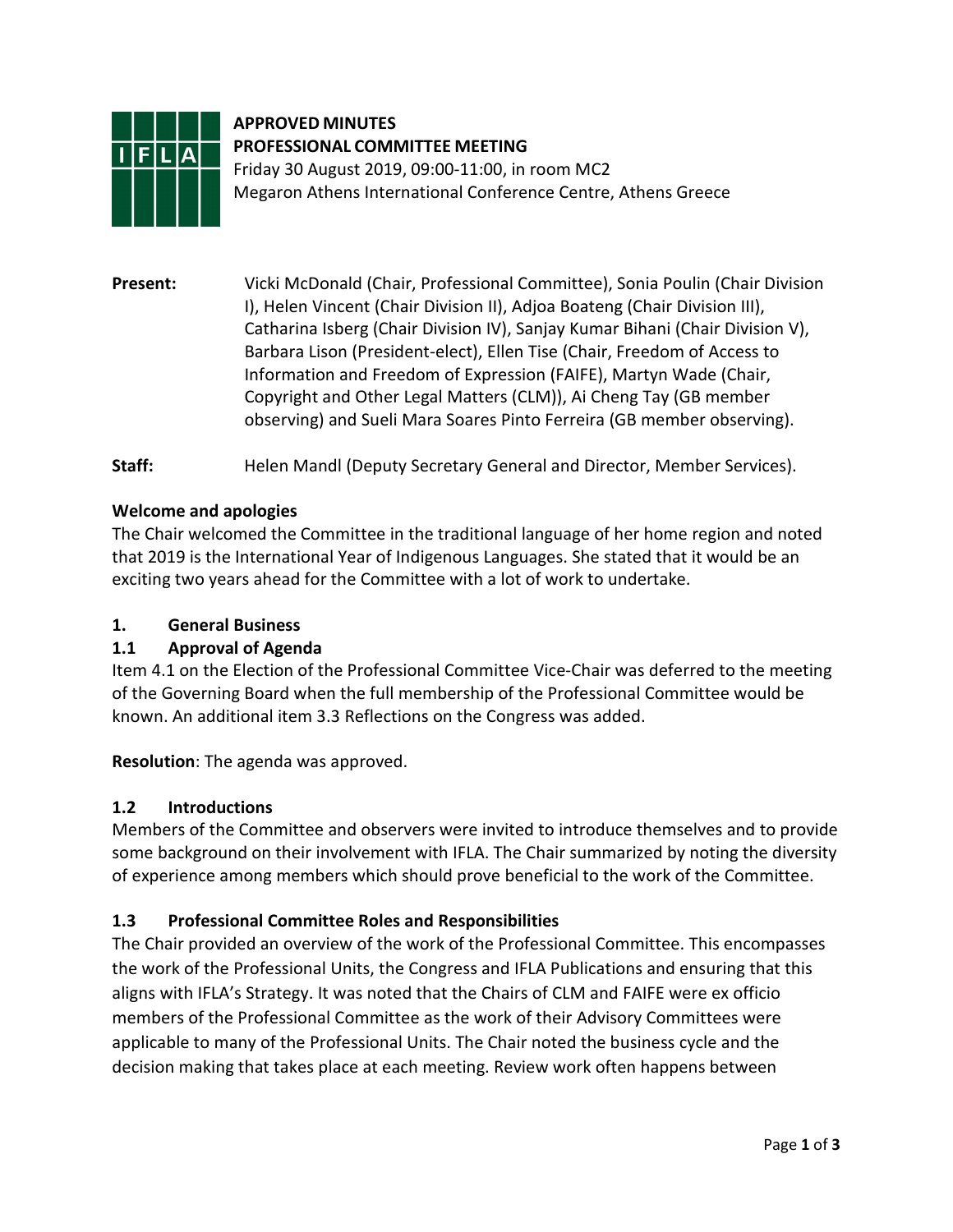**APPROVED MINUTES**
**PROFESSIONAL COMMITTEE MEETING**
Friday 30 August 2019, 09:00-11:00, in room MC2
Megaron Athens International Conference Centre, Athens Greece

**Present:** Vicki McDonald (Chair, Professional Committee), Sonia Poulin (Chair Division I), Helen Vincent (Chair Division II), Adjoa Boateng (Chair Division III), Catharina Isberg (Chair Division IV), Sanjay Kumar Bihani (Chair Division V), Barbara Lison (President-elect), Ellen Tise (Chair, Freedom of Access to Information and Freedom of Expression (FAIFE), Martyn Wade (Chair, Copyright and Other Legal Matters (CLM)), Ai Cheng Tay (GB member observing) and Sueli Mara Soares Pinto Ferreira (GB member observing).

**Staff:** Helen Mandl (Deputy Secretary General and Director, Member Services).

**Welcome and apologies**

The Chair welcomed the Committee in the traditional language of her home region and noted that 2019 is the International Year of Indigenous Languages. She stated that it would be an exciting two years ahead for the Committee with a lot of work to undertake.

## 1. General Business

### 1.1 Approval of Agenda

Item 4.1 on the Election of the Professional Committee Vice-Chair was deferred to the meeting of the Governing Board when the full membership of the Professional Committee would be known. An additional item 3.3 Reflections on the Congress was added.

**Resolution**: The agenda was approved.

### 1.2 Introductions

Members of the Committee and observers were invited to introduce themselves and to provide some background on their involvement with IFLA. The Chair summarized by noting the diversity of experience among members which should prove beneficial to the work of the Committee.

### 1.3 Professional Committee Roles and Responsibilities

The Chair provided an overview of the work of the Professional Committee. This encompasses the work of the Professional Units, the Congress and IFLA Publications and ensuring that this aligns with IFLA's Strategy. It was noted that the Chairs of CLM and FAIFE were ex officio members of the Professional Committee as the work of their Advisory Committees were applicable to many of the Professional Units. The Chair noted the business cycle and the decision making that takes place at each meeting. Review work often happens between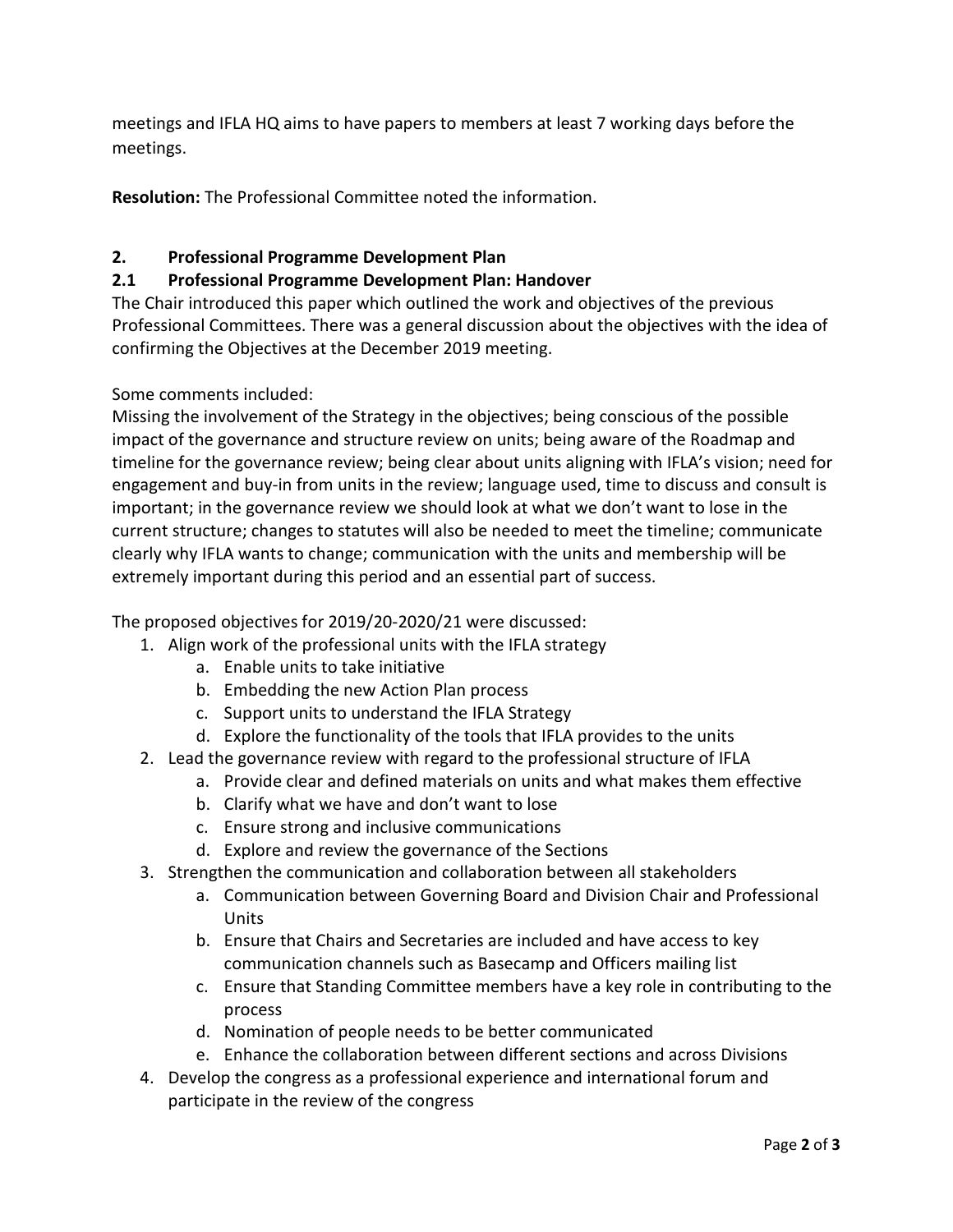meetings and IFLA HQ aims to have papers to members at least 7 working days before the meetings.

**Resolution:** The Professional Committee noted the information.

## 2. Professional Programme Development Plan

### 2.1 Professional Programme Development Plan: Handover

The Chair introduced this paper which outlined the work and objectives of the previous Professional Committees. There was a general discussion about the objectives with the idea of confirming the Objectives at the December 2019 meeting.

Some comments included:
Missing the involvement of the Strategy in the objectives; being conscious of the possible impact of the governance and structure review on units; being aware of the Roadmap and timeline for the governance review; being clear about units aligning with IFLA's vision; need for engagement and buy-in from units in the review; language used, time to discuss and consult is important; in the governance review we should look at what we don't want to lose in the current structure; changes to statutes will also be needed to meet the timeline; communicate clearly why IFLA wants to change; communication with the units and membership will be extremely important during this period and an essential part of success.

The proposed objectives for 2019/20-2020/21 were discussed:

1. Align work of the professional units with the IFLA strategy
   a. Enable units to take initiative
   b. Embedding the new Action Plan process
   c. Support units to understand the IFLA Strategy
   d. Explore the functionality of the tools that IFLA provides to the units
2. Lead the governance review with regard to the professional structure of IFLA
   a. Provide clear and defined materials on units and what makes them effective
   b. Clarify what we have and don't want to lose
   c. Ensure strong and inclusive communications
   d. Explore and review the governance of the Sections
3. Strengthen the communication and collaboration between all stakeholders
   a. Communication between Governing Board and Division Chair and Professional Units
   b. Ensure that Chairs and Secretaries are included and have access to key communication channels such as Basecamp and Officers mailing list
   c. Ensure that Standing Committee members have a key role in contributing to the process
   d. Nomination of people needs to be better communicated
   e. Enhance the collaboration between different sections and across Divisions
4. Develop the congress as a professional experience and international forum and participate in the review of the congress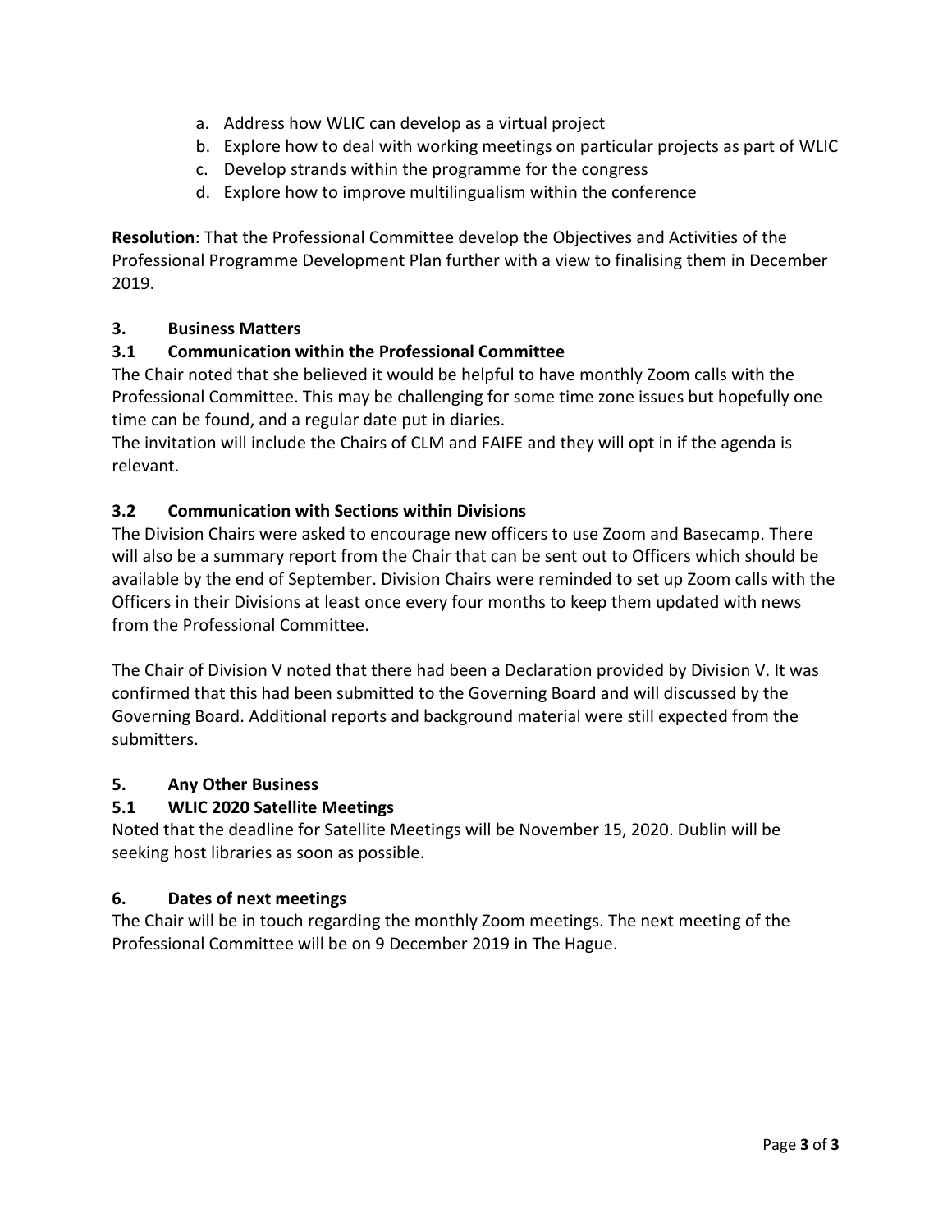a. Address how WLIC can develop as a virtual project
b. Explore how to deal with working meetings on particular projects as part of WLIC
c. Develop strands within the programme for the congress
d. Explore how to improve multilingualism within the conference

**Resolution**: That the Professional Committee develop the Objectives and Activities of the Professional Programme Development Plan further with a view to finalising them in December 2019.

## 3. Business Matters

### 3.1 Communication within the Professional Committee

The Chair noted that she believed it would be helpful to have monthly Zoom calls with the Professional Committee. This may be challenging for some time zone issues but hopefully one time can be found, and a regular date put in diaries.
The invitation will include the Chairs of CLM and FAIFE and they will opt in if the agenda is relevant.

### 3.2 Communication with Sections within Divisions

The Division Chairs were asked to encourage new officers to use Zoom and Basecamp. There will also be a summary report from the Chair that can be sent out to Officers which should be available by the end of September. Division Chairs were reminded to set up Zoom calls with the Officers in their Divisions at least once every four months to keep them updated with news from the Professional Committee.

The Chair of Division V noted that there had been a Declaration provided by Division V. It was confirmed that this had been submitted to the Governing Board and will discussed by the Governing Board. Additional reports and background material were still expected from the submitters.

## 5. Any Other Business

### 5.1 WLIC 2020 Satellite Meetings

Noted that the deadline for Satellite Meetings will be November 15, 2020. Dublin will be seeking host libraries as soon as possible.

## 6. Dates of next meetings

The Chair will be in touch regarding the monthly Zoom meetings. The next meeting of the Professional Committee will be on 9 December 2019 in The Hague.